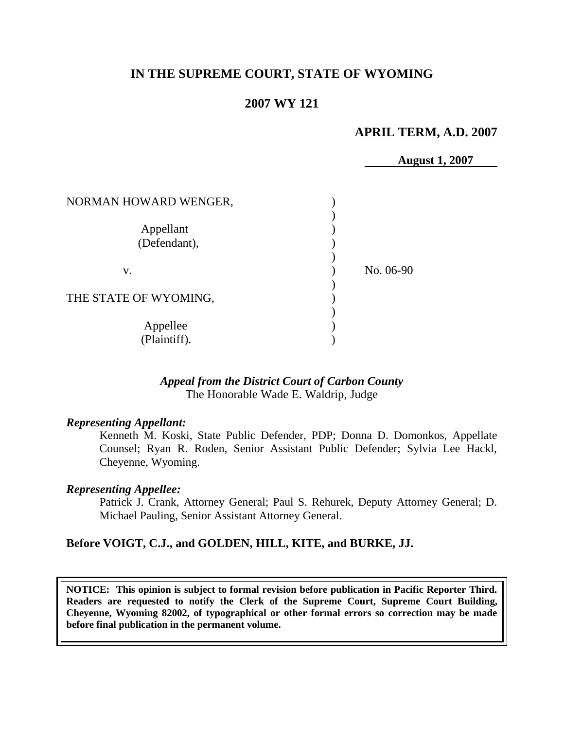**IN THE SUPREME COURT, STATE OF WYOMING**

**2007 WY 121**

**APRIL TERM, A.D. 2007**

**August 1, 2007**

| | | |
|---|---|---|
| NORMAN HOWARD WENGER, Appellant (Defendant), | ) | |
| v. | ) | No. 06-90 |
| THE STATE OF WYOMING, Appellee (Plaintiff). | ) | |

***Appeal from the District Court of Carbon County***
The Honorable Wade E. Waldrip, Judge

***Representing Appellant:***
Kenneth M. Koski, State Public Defender, PDP; Donna D. Domonkos, Appellate Counsel; Ryan R. Roden, Senior Assistant Public Defender; Sylvia Lee Hackl, Cheyenne, Wyoming.

***Representing Appellee:***
Patrick J. Crank, Attorney General; Paul S. Rehurek, Deputy Attorney General; D. Michael Pauling, Senior Assistant Attorney General.

**Before VOIGT, C.J., and GOLDEN, HILL, KITE, and BURKE, JJ.**

**NOTICE: This opinion is subject to formal revision before publication in Pacific Reporter Third. Readers are requested to notify the Clerk of the Supreme Court, Supreme Court Building, Cheyenne, Wyoming 82002, of typographical or other formal errors so correction may be made before final publication in the permanent volume.**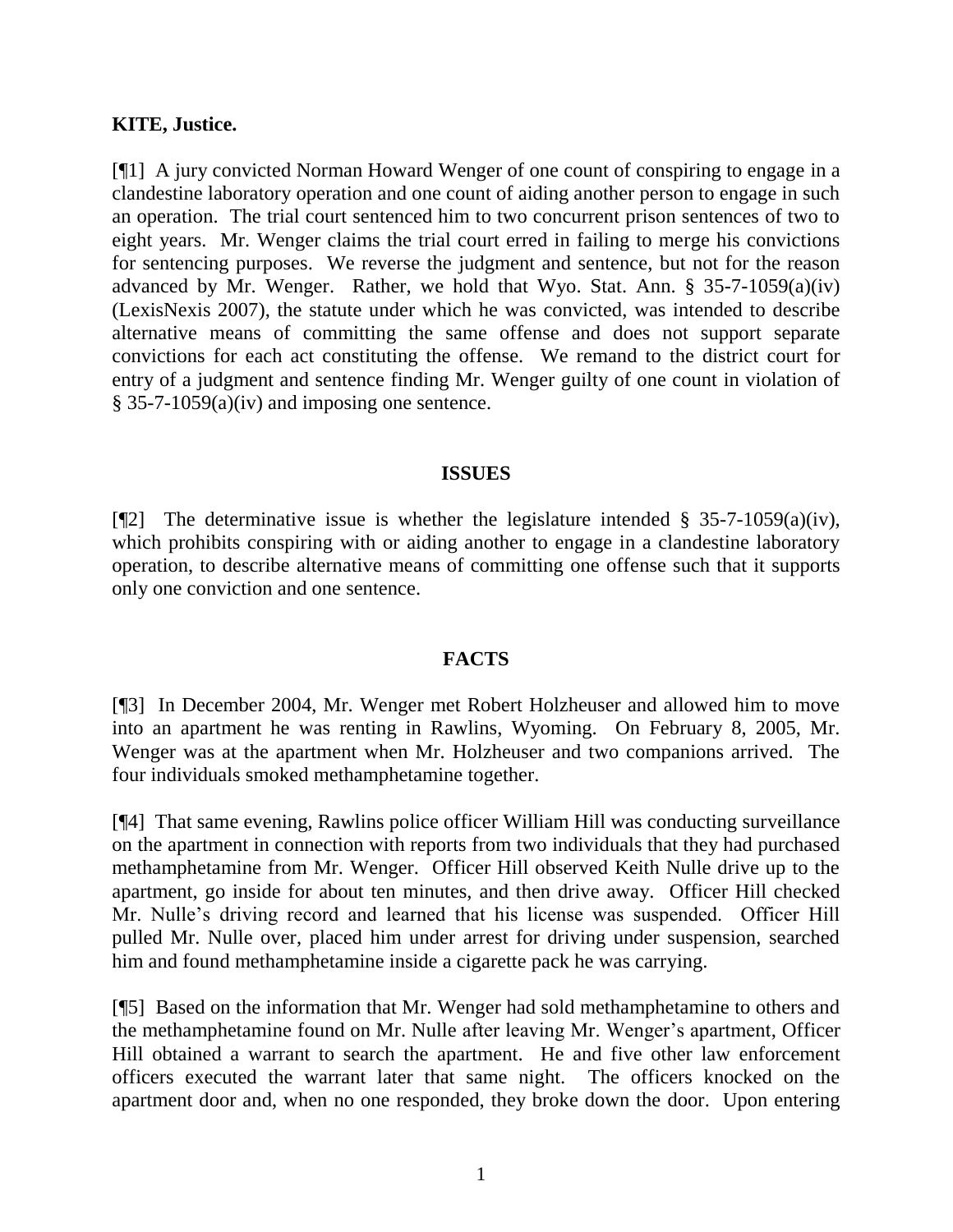**KITE, Justice.**

[¶1] A jury convicted Norman Howard Wenger of one count of conspiring to engage in a clandestine laboratory operation and one count of aiding another person to engage in such an operation. The trial court sentenced him to two concurrent prison sentences of two to eight years. Mr. Wenger claims the trial court erred in failing to merge his convictions for sentencing purposes. We reverse the judgment and sentence, but not for the reason advanced by Mr. Wenger. Rather, we hold that Wyo. Stat. Ann. § 35-7-1059(a)(iv) (LexisNexis 2007), the statute under which he was convicted, was intended to describe alternative means of committing the same offense and does not support separate convictions for each act constituting the offense. We remand to the district court for entry of a judgment and sentence finding Mr. Wenger guilty of one count in violation of § 35-7-1059(a)(iv) and imposing one sentence.

## ISSUES

[¶2] The determinative issue is whether the legislature intended § 35-7-1059(a)(iv), which prohibits conspiring with or aiding another to engage in a clandestine laboratory operation, to describe alternative means of committing one offense such that it supports only one conviction and one sentence.

## FACTS

[¶3] In December 2004, Mr. Wenger met Robert Holzheuser and allowed him to move into an apartment he was renting in Rawlins, Wyoming. On February 8, 2005, Mr. Wenger was at the apartment when Mr. Holzheuser and two companions arrived. The four individuals smoked methamphetamine together.

[¶4] That same evening, Rawlins police officer William Hill was conducting surveillance on the apartment in connection with reports from two individuals that they had purchased methamphetamine from Mr. Wenger. Officer Hill observed Keith Nulle drive up to the apartment, go inside for about ten minutes, and then drive away. Officer Hill checked Mr. Nulle's driving record and learned that his license was suspended. Officer Hill pulled Mr. Nulle over, placed him under arrest for driving under suspension, searched him and found methamphetamine inside a cigarette pack he was carrying.

[¶5] Based on the information that Mr. Wenger had sold methamphetamine to others and the methamphetamine found on Mr. Nulle after leaving Mr. Wenger's apartment, Officer Hill obtained a warrant to search the apartment. He and five other law enforcement officers executed the warrant later that same night. The officers knocked on the apartment door and, when no one responded, they broke down the door. Upon entering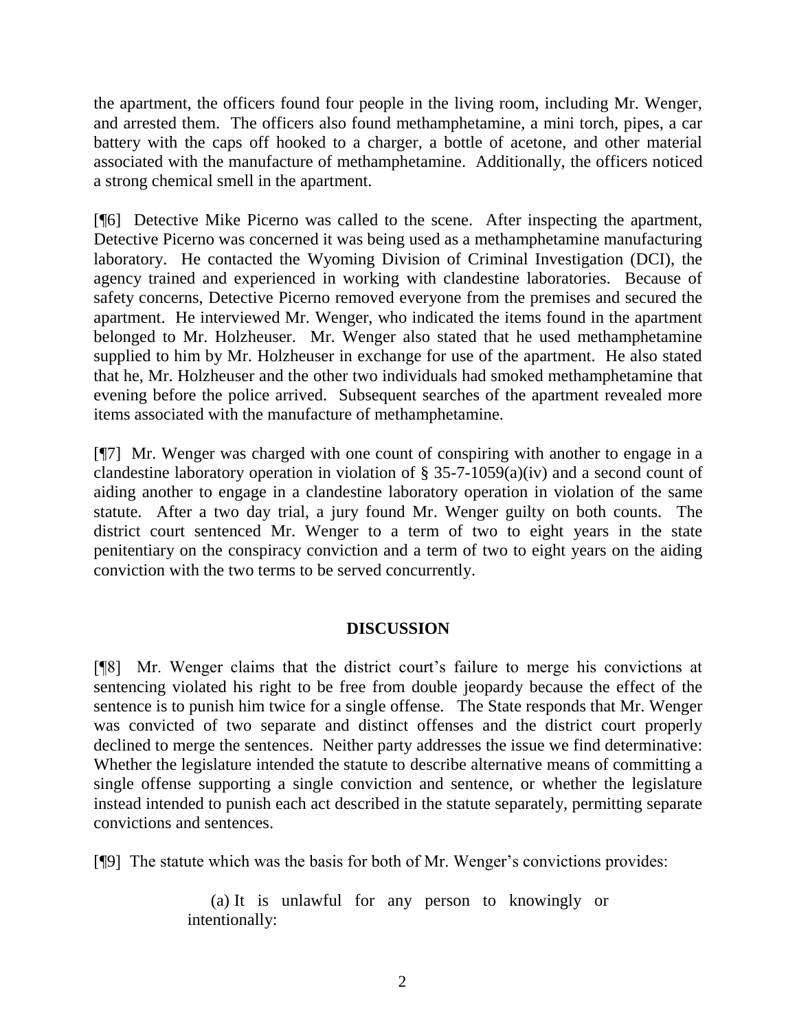the apartment, the officers found four people in the living room, including Mr. Wenger, and arrested them. The officers also found methamphetamine, a mini torch, pipes, a car battery with the caps off hooked to a charger, a bottle of acetone, and other material associated with the manufacture of methamphetamine. Additionally, the officers noticed a strong chemical smell in the apartment.

[¶6] Detective Mike Picerno was called to the scene. After inspecting the apartment, Detective Picerno was concerned it was being used as a methamphetamine manufacturing laboratory. He contacted the Wyoming Division of Criminal Investigation (DCI), the agency trained and experienced in working with clandestine laboratories. Because of safety concerns, Detective Picerno removed everyone from the premises and secured the apartment. He interviewed Mr. Wenger, who indicated the items found in the apartment belonged to Mr. Holzheuser. Mr. Wenger also stated that he used methamphetamine supplied to him by Mr. Holzheuser in exchange for use of the apartment. He also stated that he, Mr. Holzheuser and the other two individuals had smoked methamphetamine that evening before the police arrived. Subsequent searches of the apartment revealed more items associated with the manufacture of methamphetamine.

[¶7] Mr. Wenger was charged with one count of conspiring with another to engage in a clandestine laboratory operation in violation of § 35-7-1059(a)(iv) and a second count of aiding another to engage in a clandestine laboratory operation in violation of the same statute. After a two day trial, a jury found Mr. Wenger guilty on both counts. The district court sentenced Mr. Wenger to a term of two to eight years in the state penitentiary on the conspiracy conviction and a term of two to eight years on the aiding conviction with the two terms to be served concurrently.

## DISCUSSION

[¶8] Mr. Wenger claims that the district court's failure to merge his convictions at sentencing violated his right to be free from double jeopardy because the effect of the sentence is to punish him twice for a single offense. The State responds that Mr. Wenger was convicted of two separate and distinct offenses and the district court properly declined to merge the sentences. Neither party addresses the issue we find determinative: Whether the legislature intended the statute to describe alternative means of committing a single offense supporting a single conviction and sentence, or whether the legislature instead intended to punish each act described in the statute separately, permitting separate convictions and sentences.

[¶9] The statute which was the basis for both of Mr. Wenger's convictions provides:

> (a) It is unlawful for any person to knowingly or intentionally: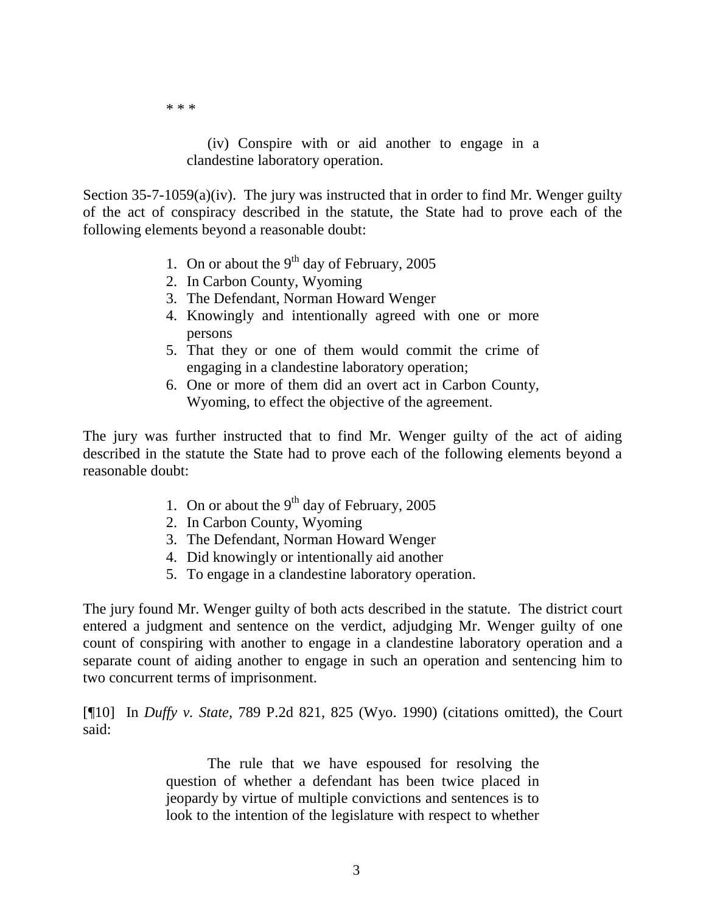\* \* \*

> (iv) Conspire with or aid another to engage in a clandestine laboratory operation.

Section 35-7-1059(a)(iv). The jury was instructed that in order to find Mr. Wenger guilty of the act of conspiracy described in the statute, the State had to prove each of the following elements beyond a reasonable doubt:

> 1. On or about the 9th day of February, 2005
> 2. In Carbon County, Wyoming
> 3. The Defendant, Norman Howard Wenger
> 4. Knowingly and intentionally agreed with one or more persons
> 5. That they or one of them would commit the crime of engaging in a clandestine laboratory operation;
> 6. One or more of them did an overt act in Carbon County, Wyoming, to effect the objective of the agreement.

The jury was further instructed that to find Mr. Wenger guilty of the act of aiding described in the statute the State had to prove each of the following elements beyond a reasonable doubt:

> 1. On or about the 9th day of February, 2005
> 2. In Carbon County, Wyoming
> 3. The Defendant, Norman Howard Wenger
> 4. Did knowingly or intentionally aid another
> 5. To engage in a clandestine laboratory operation.

The jury found Mr. Wenger guilty of both acts described in the statute. The district court entered a judgment and sentence on the verdict, adjudging Mr. Wenger guilty of one count of conspiring with another to engage in a clandestine laboratory operation and a separate count of aiding another to engage in such an operation and sentencing him to two concurrent terms of imprisonment.

[¶10] In *Duffy v. State*, 789 P.2d 821, 825 (Wyo. 1990) (citations omitted), the Court said:

> The rule that we have espoused for resolving the question of whether a defendant has been twice placed in jeopardy by virtue of multiple convictions and sentences is to look to the intention of the legislature with respect to whether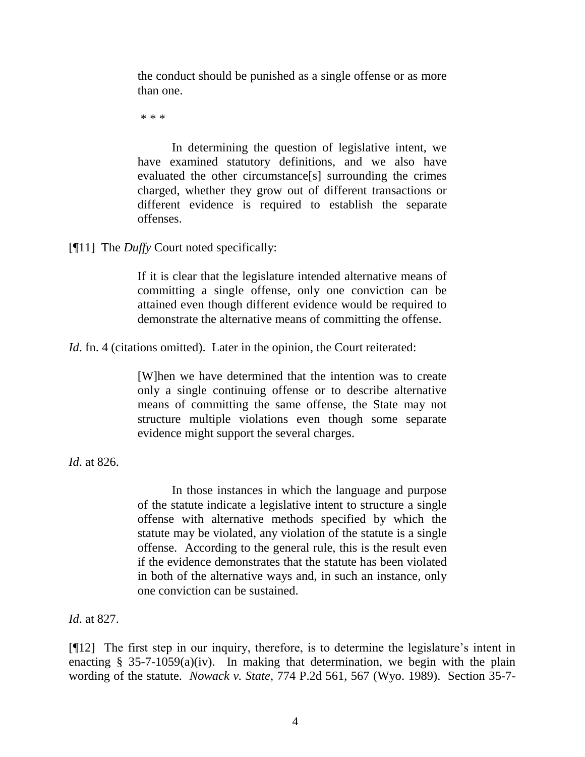> the conduct should be punished as a single offense or as more than one.
>
> \* \* \*
>
> In determining the question of legislative intent, we have examined statutory definitions, and we also have evaluated the other circumstance[s] surrounding the crimes charged, whether they grow out of different transactions or different evidence is required to establish the separate offenses.

[¶11] The *Duffy* Court noted specifically:

> If it is clear that the legislature intended alternative means of committing a single offense, only one conviction can be attained even though different evidence would be required to demonstrate the alternative means of committing the offense.

*Id*. fn. 4 (citations omitted). Later in the opinion, the Court reiterated:

> [W]hen we have determined that the intention was to create only a single continuing offense or to describe alternative means of committing the same offense, the State may not structure multiple violations even though some separate evidence might support the several charges.

*Id*. at 826.

> In those instances in which the language and purpose of the statute indicate a legislative intent to structure a single offense with alternative methods specified by which the statute may be violated, any violation of the statute is a single offense. According to the general rule, this is the result even if the evidence demonstrates that the statute has been violated in both of the alternative ways and, in such an instance, only one conviction can be sustained.

*Id*. at 827.

[¶12] The first step in our inquiry, therefore, is to determine the legislature's intent in enacting § 35-7-1059(a)(iv). In making that determination, we begin with the plain wording of the statute. *Nowack v. State*, 774 P.2d 561, 567 (Wyo. 1989). Section 35-7-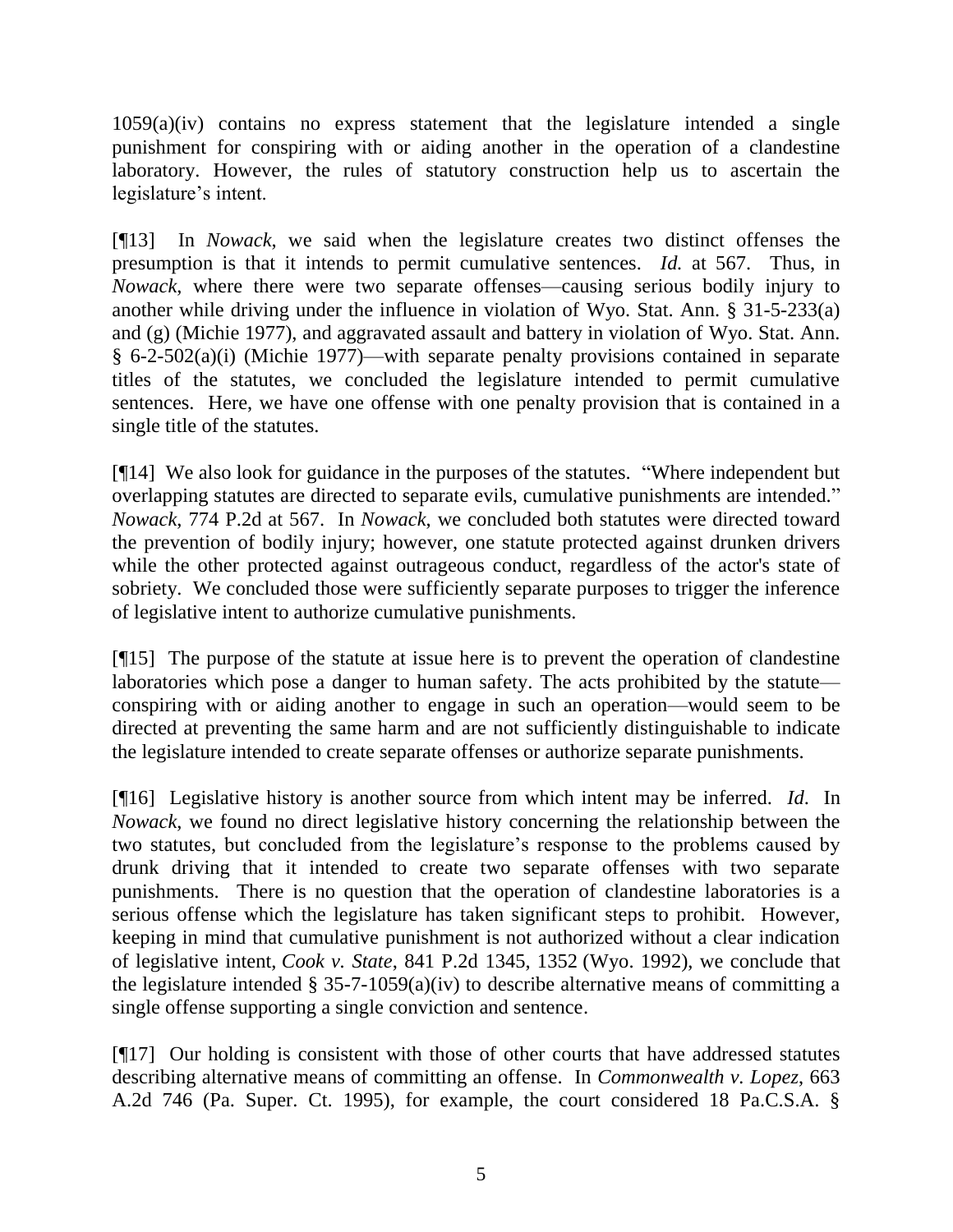1059(a)(iv) contains no express statement that the legislature intended a single punishment for conspiring with or aiding another in the operation of a clandestine laboratory. However, the rules of statutory construction help us to ascertain the legislature's intent.

[¶13] In *Nowack*, we said when the legislature creates two distinct offenses the presumption is that it intends to permit cumulative sentences. *Id.* at 567. Thus, in *Nowack*, where there were two separate offenses—causing serious bodily injury to another while driving under the influence in violation of Wyo. Stat. Ann. § 31-5-233(a) and (g) (Michie 1977), and aggravated assault and battery in violation of Wyo. Stat. Ann. § 6-2-502(a)(i) (Michie 1977)—with separate penalty provisions contained in separate titles of the statutes, we concluded the legislature intended to permit cumulative sentences. Here, we have one offense with one penalty provision that is contained in a single title of the statutes.

[¶14] We also look for guidance in the purposes of the statutes. "Where independent but overlapping statutes are directed to separate evils, cumulative punishments are intended." *Nowack*, 774 P.2d at 567. In *Nowack*, we concluded both statutes were directed toward the prevention of bodily injury; however, one statute protected against drunken drivers while the other protected against outrageous conduct, regardless of the actor's state of sobriety. We concluded those were sufficiently separate purposes to trigger the inference of legislative intent to authorize cumulative punishments.

[¶15] The purpose of the statute at issue here is to prevent the operation of clandestine laboratories which pose a danger to human safety. The acts prohibited by the statute—conspiring with or aiding another to engage in such an operation—would seem to be directed at preventing the same harm and are not sufficiently distinguishable to indicate the legislature intended to create separate offenses or authorize separate punishments.

[¶16] Legislative history is another source from which intent may be inferred. *Id*. In *Nowack*, we found no direct legislative history concerning the relationship between the two statutes, but concluded from the legislature's response to the problems caused by drunk driving that it intended to create two separate offenses with two separate punishments. There is no question that the operation of clandestine laboratories is a serious offense which the legislature has taken significant steps to prohibit. However, keeping in mind that cumulative punishment is not authorized without a clear indication of legislative intent, *Cook v. State*, 841 P.2d 1345, 1352 (Wyo. 1992), we conclude that the legislature intended § 35-7-1059(a)(iv) to describe alternative means of committing a single offense supporting a single conviction and sentence.

[¶17] Our holding is consistent with those of other courts that have addressed statutes describing alternative means of committing an offense. In *Commonwealth v. Lopez*, 663 A.2d 746 (Pa. Super. Ct. 1995), for example, the court considered 18 Pa.C.S.A. §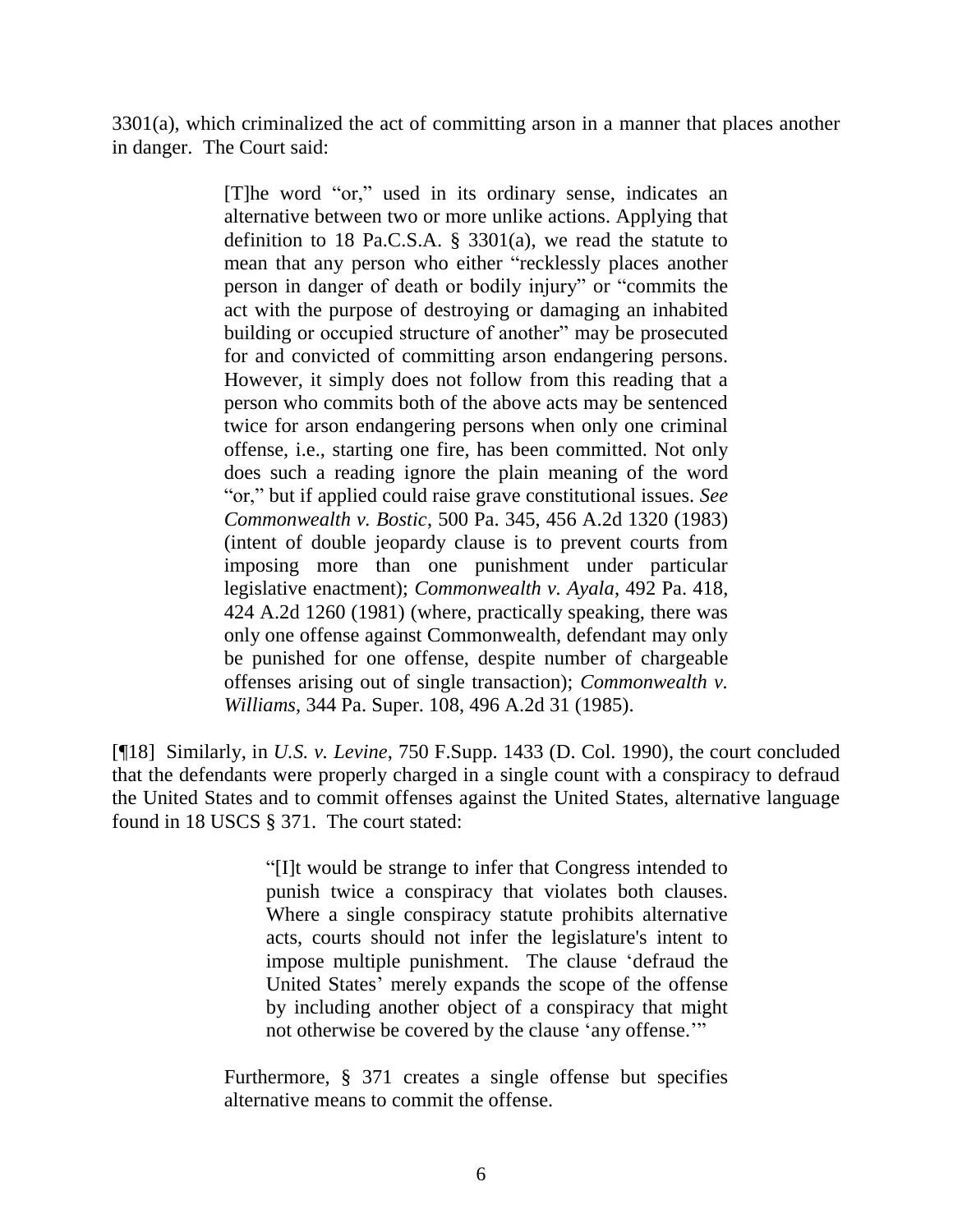3301(a), which criminalized the act of committing arson in a manner that places another in danger. The Court said:

> [T]he word "or," used in its ordinary sense, indicates an alternative between two or more unlike actions. Applying that definition to 18 Pa.C.S.A. § 3301(a), we read the statute to mean that any person who either "recklessly places another person in danger of death or bodily injury" or "commits the act with the purpose of destroying or damaging an inhabited building or occupied structure of another" may be prosecuted for and convicted of committing arson endangering persons. However, it simply does not follow from this reading that a person who commits both of the above acts may be sentenced twice for arson endangering persons when only one criminal offense, i.e., starting one fire, has been committed. Not only does such a reading ignore the plain meaning of the word "or," but if applied could raise grave constitutional issues. *See Commonwealth v. Bostic*, 500 Pa. 345, 456 A.2d 1320 (1983) (intent of double jeopardy clause is to prevent courts from imposing more than one punishment under particular legislative enactment); *Commonwealth v. Ayala*, 492 Pa. 418, 424 A.2d 1260 (1981) (where, practically speaking, there was only one offense against Commonwealth, defendant may only be punished for one offense, despite number of chargeable offenses arising out of single transaction); *Commonwealth v. Williams*, 344 Pa. Super. 108, 496 A.2d 31 (1985).

[¶18] Similarly, in *U.S. v. Levine*, 750 F.Supp. 1433 (D. Col. 1990), the court concluded that the defendants were properly charged in a single count with a conspiracy to defraud the United States and to commit offenses against the United States, alternative language found in 18 USCS § 371. The court stated:

> "[I]t would be strange to infer that Congress intended to punish twice a conspiracy that violates both clauses. Where a single conspiracy statute prohibits alternative acts, courts should not infer the legislature's intent to impose multiple punishment. The clause 'defraud the United States' merely expands the scope of the offense by including another object of a conspiracy that might not otherwise be covered by the clause 'any offense.'"
>
> Furthermore, § 371 creates a single offense but specifies alternative means to commit the offense.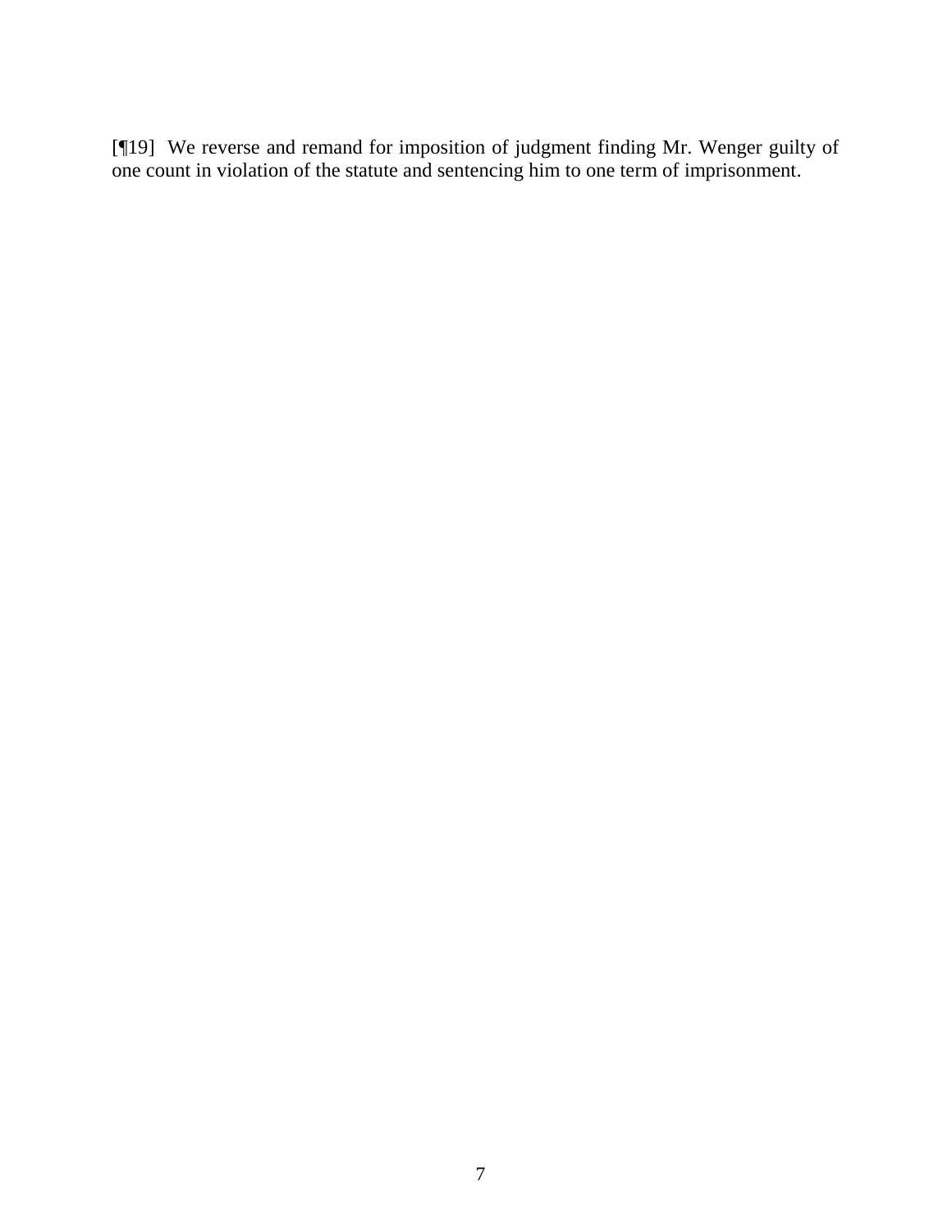[¶19] We reverse and remand for imposition of judgment finding Mr. Wenger guilty of one count in violation of the statute and sentencing him to one term of imprisonment.